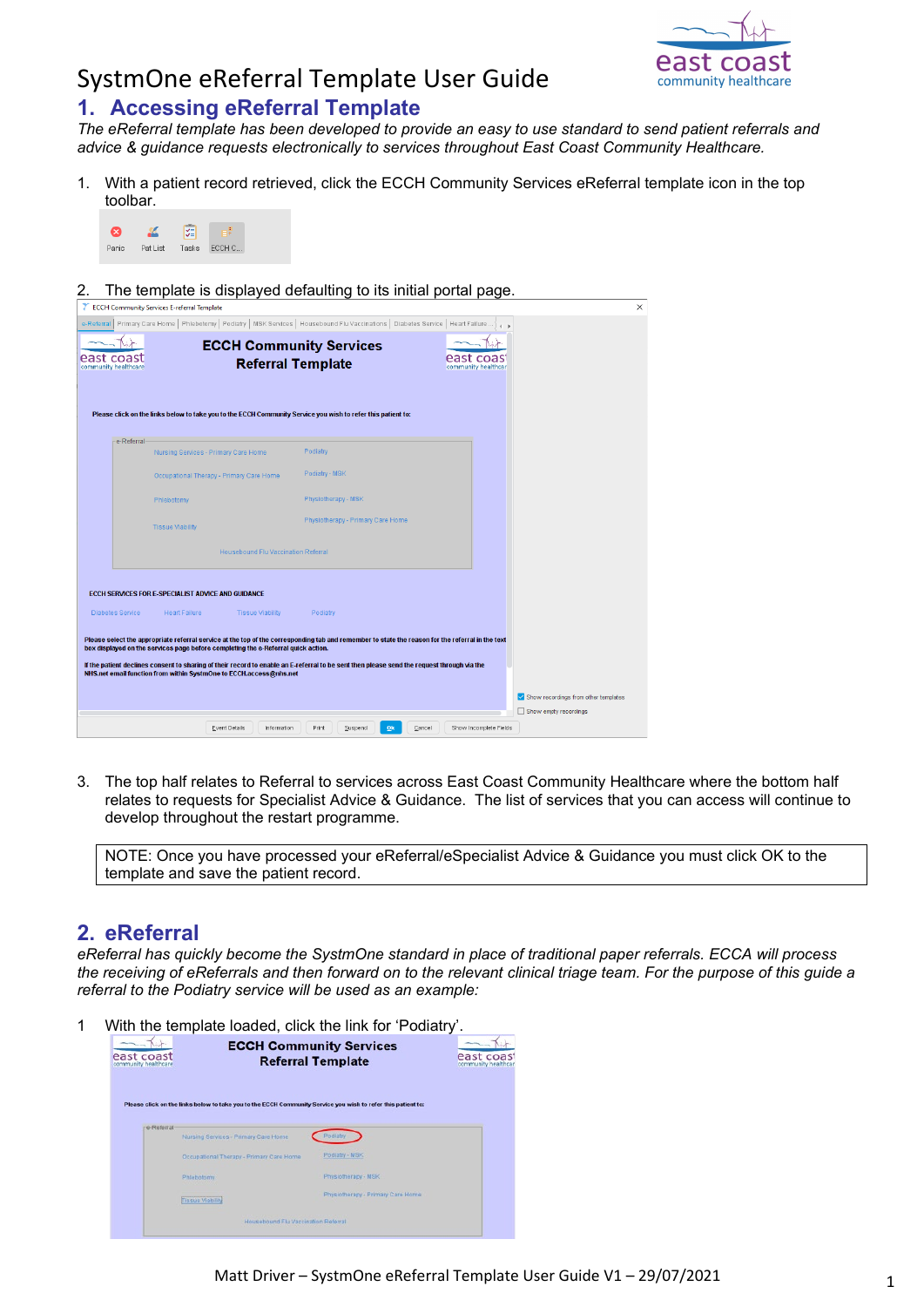# SystmOne eReferral Template User Guide

## 1. Accessing eReferral Template

*The eReferral template has been developed to provide an easy to use standard to send patient referrals and advice & guidance requests electronically to services throughout East Coast Community Healthcare.*

1. With a patient record retrieved, click the ECCH Community Services eReferral template icon in the top toolbar.

2. The template is displayed defaulting to its initial portal page.

3. The top half relates to Referral to services across East Coast Community Healthcare where the bottom half relates to requests for Specialist Advice & Guidance. The list of services that you can access will continue to develop throughout the restart programme.

> NOTE: Once you have processed your eReferral/eSpecialist Advice & Guidance you must click OK to the template and save the patient record.

## 2. eReferral

*eReferral has quickly become the SystmOne standard in place of traditional paper referrals. ECCA will process the receiving of eReferrals and then forward on to the relevant clinical triage team. For the purpose of this guide a referral to the Podiatry service will be used as an example:*

1. With the template loaded, click the link for 'Podiatry'.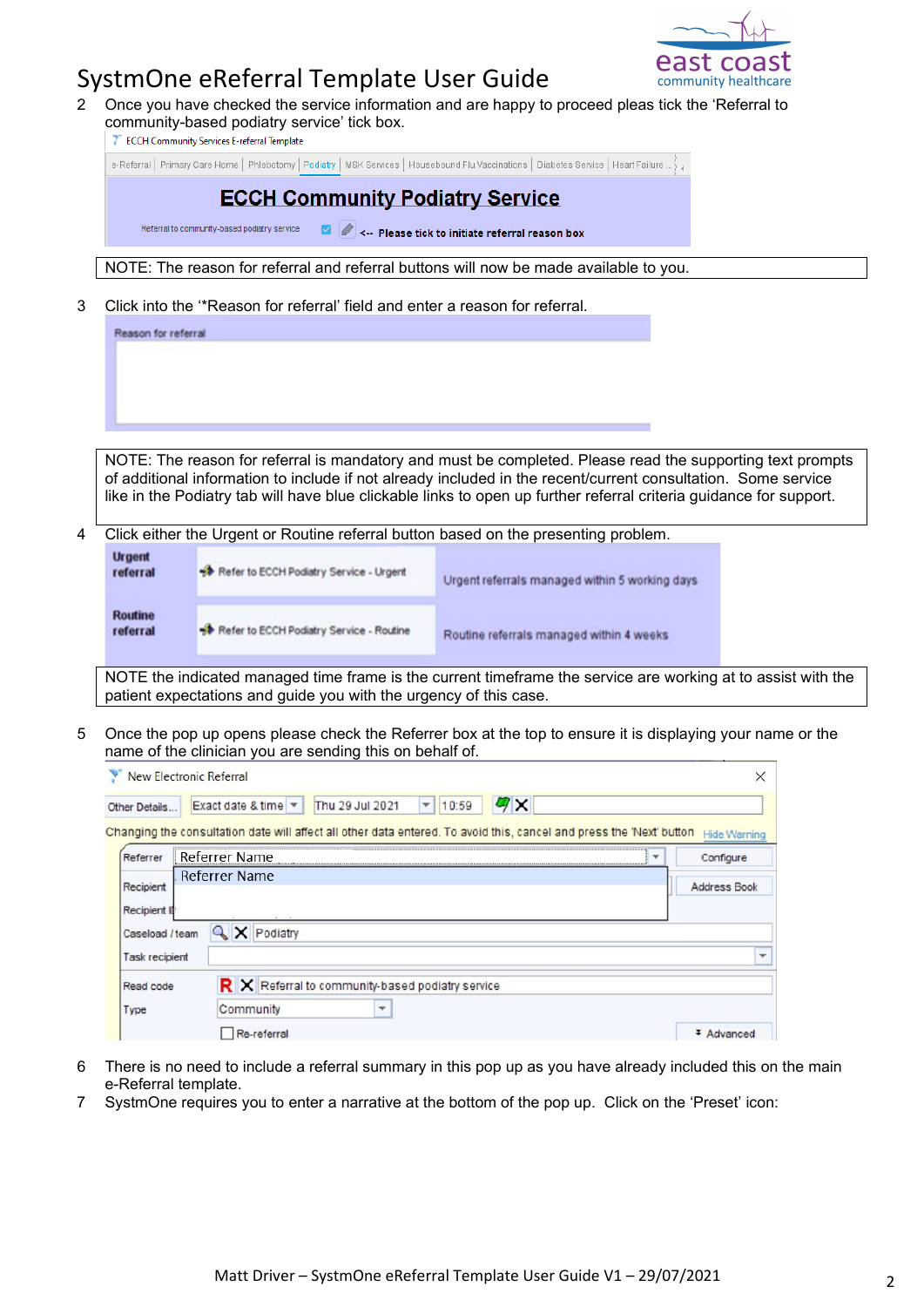2 Once you have checked the service information and are happy to proceed pleas tick the 'Referral to community-based podiatry service' tick box.

ECCH Community Services E-referral Template

e-Referral | Primary Care Home | Phlebotomy | Podiatry | MSK Services | Housebound Flu Vaccinations | Diabetes Service | Heart Failure ...

**ECCH Community Podiatry Service**

Referral to community-based podiatry service <-- **Please tick to initiate referral reason box**

> NOTE: The reason for referral and referral buttons will now be made available to you.

3 Click into the '*Reason for referral' field and enter a reason for referral.

Reason for referral

> NOTE: The reason for referral is mandatory and must be completed. Please read the supporting text prompts of additional information to include if not already included in the recent/current consultation. Some service like in the Podiatry tab will have blue clickable links to open up further referral criteria guidance for support.

4 Click either the Urgent or Routine referral button based on the presenting problem.

| | | |
|---|---|---|
| **Urgent referral** | Refer to ECCH Podiatry Service - Urgent | Urgent referrals managed within 5 working days |
| **Routine referral** | Refer to ECCH Podiatry Service - Routine | Routine referrals managed within 4 weeks |

> NOTE the indicated managed time frame is the current timeframe the service are working at to assist with the patient expectations and guide you with the urgency of this case.

5 Once the pop up opens please check the Referrer box at the top to ensure it is displaying your name or the name of the clinician you are sending this on behalf of.

New Electronic Referral

Other Details... | Exact date & time | Thu 29 Jul 2021 | 10:59

Changing the consultation date will affect all other data entered. To avoid this, cancel and press the 'Next' button Hide Warning

| | |
|---|---|
| Referrer | Referrer Name |
| Recipient | |
| Recipient ID | |
| Caseload / team | Podiatry |
| Task recipient | |
| Read code | Referral to community-based podiatry service |
| Type | Community |
| | Re-referral |

Configure | Address Book | Advanced

6 There is no need to include a referral summary in this pop up as you have already included this on the main e-Referral template.

7 SystmOne requires you to enter a narrative at the bottom of the pop up. Click on the 'Preset' icon: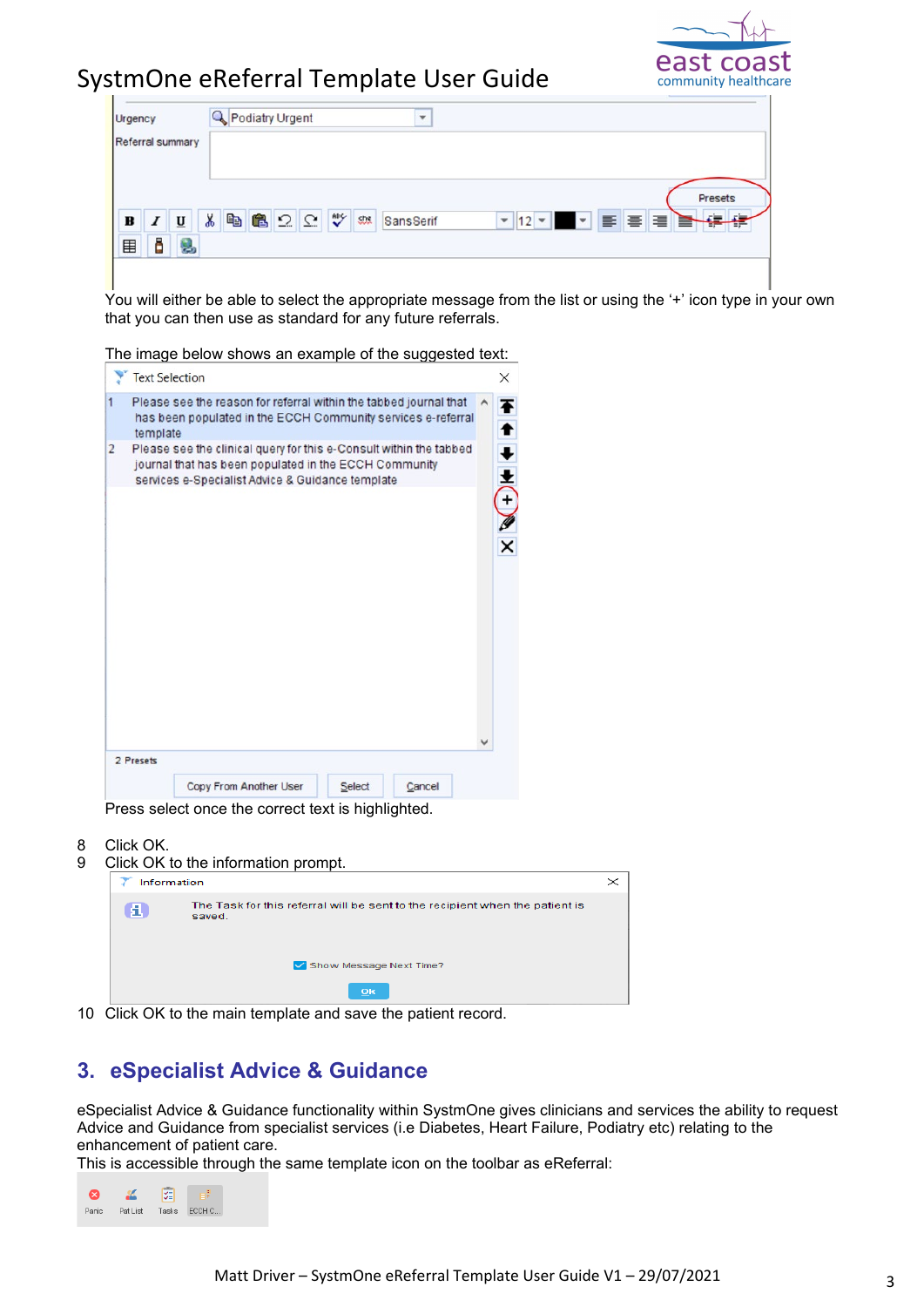You will either be able to select the appropriate message from the list or using the '+' icon type in your own that you can then use as standard for any future referrals.

The image below shows an example of the suggested text:

Press select once the correct text is highlighted.

8 Click OK.

9 Click OK to the information prompt.

10 Click OK to the main template and save the patient record.

## 3. eSpecialist Advice & Guidance

eSpecialist Advice & Guidance functionality within SystmOne gives clinicians and services the ability to request Advice and Guidance from specialist services (i.e Diabetes, Heart Failure, Podiatry etc) relating to the enhancement of patient care.

This is accessible through the same template icon on the toolbar as eReferral: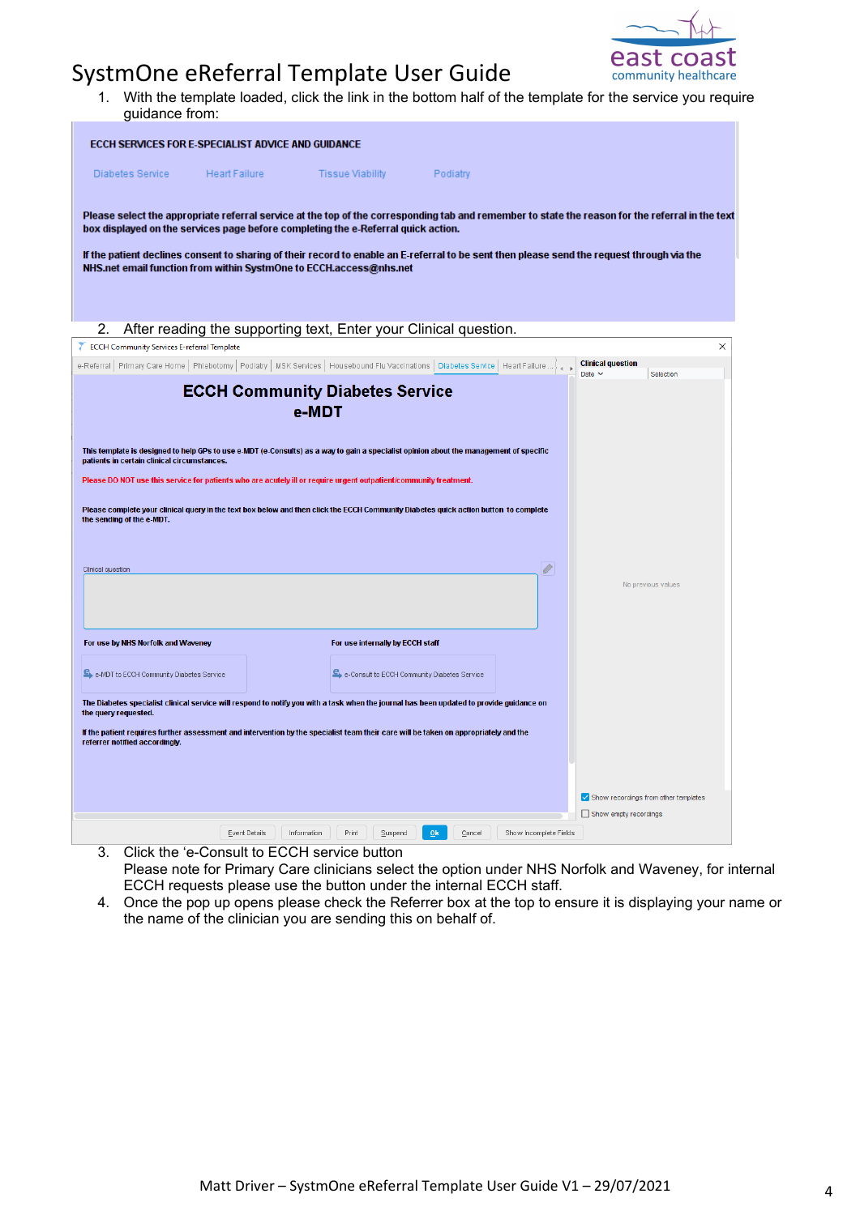# SystmOne eReferral Template User Guide

1. With the template loaded, click the link in the bottom half of the template for the service you require guidance from:

**ECCH SERVICES FOR E-SPECIALIST ADVICE AND GUIDANCE**

Diabetes Service    Heart Failure    Tissue Viability    Podiatry

**Please select the appropriate referral service at the top of the corresponding tab and remember to state the reason for the referral in the text box displayed on the services page before completing the e-Referral quick action.**

**If the patient declines consent to sharing of their record to enable an E-referral to be sent then please send the request through via the NHS.net email function from within SystmOne to ECCH.access@nhs.net**

2. After reading the supporting text, Enter your Clinical question.

ECCH Community Services E-referral Template

e-Referral | Primary Care Home | Phlebotomy | Podiatry | MSK Services | Housebound Flu Vaccinations | Diabetes Service | Heart Failure

**ECCH Community Diabetes Service**
**e-MDT**

This template is designed to help GPs to use e-MDT (e-Consults) as a way to gain a specialist opinion about the management of specific patients in certain clinical circumstances.

Please DO NOT use this service for patients who are acutely ill or require urgent outpatient/community treatment.

Please complete your clinical query in the text box below and then click the ECCH Community Diabetes quick action button to complete the sending of the e-MDT.

Clinical question

**For use by NHS Norfolk and Waveney** — e-MDT to ECCH Community Diabetes Service

**For use internally by ECCH staff** — e-Consult to ECCH Community Diabetes Service

The Diabetes specialist clinical service will respond to notify you with a task when the journal has been updated to provide guidance on the query requested.

If the patient requires further assessment and intervention by the specialist team their care will be taken on appropriately and the referrer notified accordingly.

Clinical question — Date | Selection — No previous values — Show recordings from other templates — Show empty recordings

Event Details | Information | Print | Suspend | Ok | Cancel | Show Incomplete Fields

3. Click the 'e-Consult to ECCH service button
   Please note for Primary Care clinicians select the option under NHS Norfolk and Waveney, for internal ECCH requests please use the button under the internal ECCH staff.
4. Once the pop up opens please check the Referrer box at the top to ensure it is displaying your name or the name of the clinician you are sending this on behalf of.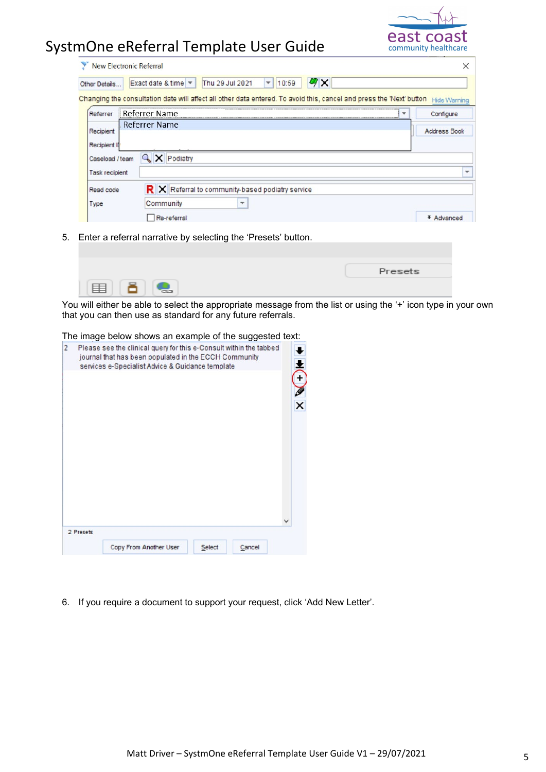5. Enter a referral narrative by selecting the 'Presets' button.

You will either be able to select the appropriate message from the list or using the '+' icon type in your own that you can then use as standard for any future referrals.

The image below shows an example of the suggested text:

6. If you require a document to support your request, click 'Add New Letter'.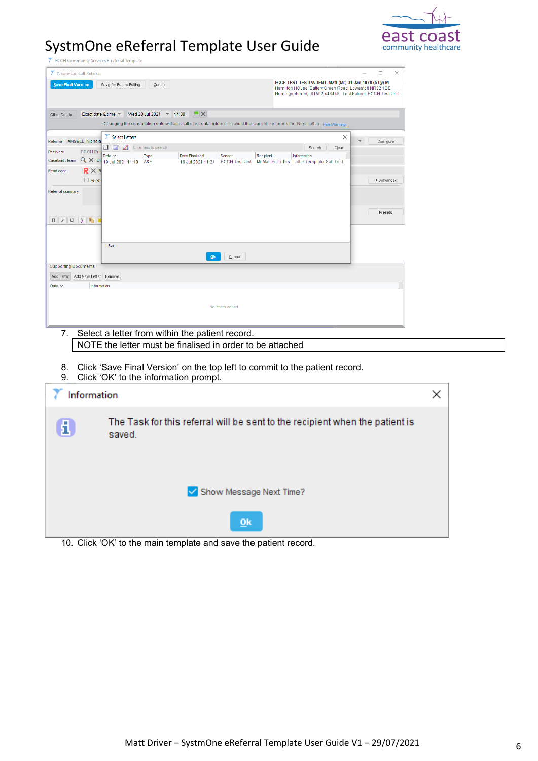7. Select a letter from within the patient record.

NOTE the letter must be finalised in order to be attached

8. Click 'Save Final Version' on the top left to commit to the patient record.
9. Click 'OK' to the information prompt.

10. Click 'OK' to the main template and save the patient record.